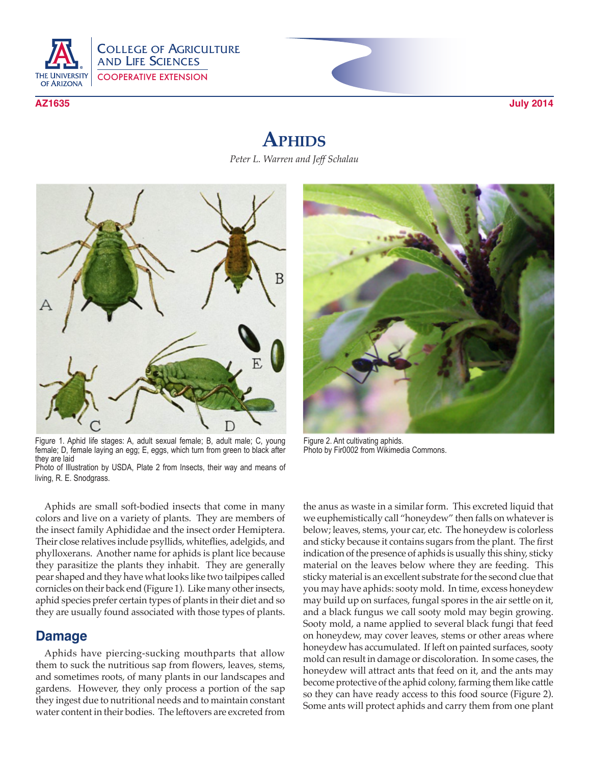COLLEGE OF AGRICULTURE AND LIFE SCIENCES
COOPERATIVE EXTENSION

AZ1635 July 2014

# Aphids

*Peter L. Warren and Jeff Schalau*

Figure 1. Aphid life stages: A, adult sexual female; B, adult male; C, young female; D, female laying an egg; E, eggs, which turn from green to black after they are laid
Photo of Illustration by USDA, Plate 2 from Insects, their way and means of living, R. E. Snodgrass.

Figure 2. Ant cultivating aphids.
Photo by Fir0002 from Wikimedia Commons.

Aphids are small soft-bodied insects that come in many colors and live on a variety of plants. They are members of the insect family Aphididae and the insect order Hemiptera. Their close relatives include psyllids, whiteflies, adelgids, and phylloxerans. Another name for aphids is plant lice because they parasitize the plants they inhabit. They are generally pear shaped and they have what looks like two tailpipes called cornicles on their back end (Figure 1). Like many other insects, aphid species prefer certain types of plants in their diet and so they are usually found associated with those types of plants.

## Damage

Aphids have piercing-sucking mouthparts that allow them to suck the nutritious sap from flowers, leaves, stems, and sometimes roots, of many plants in our landscapes and gardens. However, they only process a portion of the sap they ingest due to nutritional needs and to maintain constant water content in their bodies. The leftovers are excreted from the anus as waste in a similar form. This excreted liquid that we euphemistically call "honeydew" then falls on whatever is below; leaves, stems, your car, etc. The honeydew is colorless and sticky because it contains sugars from the plant. The first indication of the presence of aphids is usually this shiny, sticky material on the leaves below where they are feeding. This sticky material is an excellent substrate for the second clue that you may have aphids: sooty mold. In time, excess honeydew may build up on surfaces, fungal spores in the air settle on it, and a black fungus we call sooty mold may begin growing. Sooty mold, a name applied to several black fungi that feed on honeydew, may cover leaves, stems or other areas where honeydew has accumulated. If left on painted surfaces, sooty mold can result in damage or discoloration. In some cases, the honeydew will attract ants that feed on it, and the ants may become protective of the aphid colony, farming them like cattle so they can have ready access to this food source (Figure 2). Some ants will protect aphids and carry them from one plant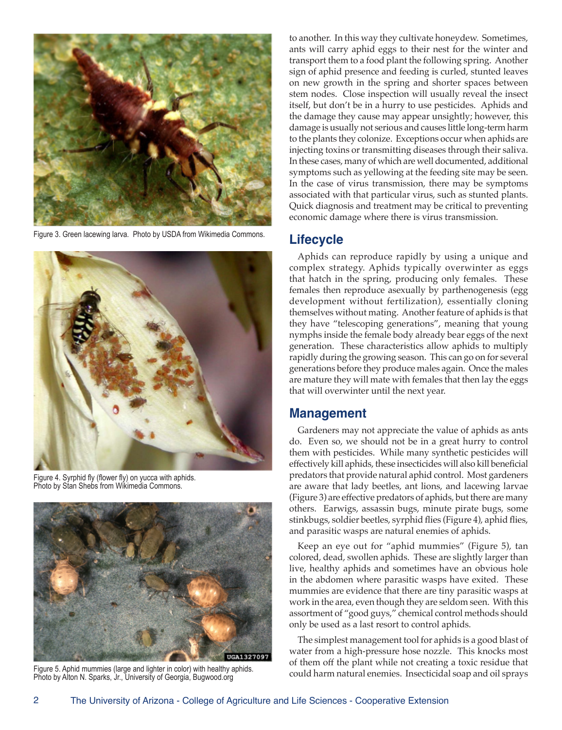Figure 3. Green lacewing larva. Photo by USDA from Wikimedia Commons.

Figure 4. Syrphid fly (flower fly) on yucca with aphids. Photo by Stan Shebs from Wikimedia Commons.

Figure 5. Aphid mummies (large and lighter in color) with healthy aphids. Photo by Alton N. Sparks, Jr., University of Georgia, Bugwood.org

to another. In this way they cultivate honeydew. Sometimes, ants will carry aphid eggs to their nest for the winter and transport them to a food plant the following spring. Another sign of aphid presence and feeding is curled, stunted leaves on new growth in the spring and shorter spaces between stem nodes. Close inspection will usually reveal the insect itself, but don't be in a hurry to use pesticides. Aphids and the damage they cause may appear unsightly; however, this damage is usually not serious and causes little long-term harm to the plants they colonize. Exceptions occur when aphids are injecting toxins or transmitting diseases through their saliva. In these cases, many of which are well documented, additional symptoms such as yellowing at the feeding site may be seen. In the case of virus transmission, there may be symptoms associated with that particular virus, such as stunted plants. Quick diagnosis and treatment may be critical to preventing economic damage where there is virus transmission.

## Lifecycle

Aphids can reproduce rapidly by using a unique and complex strategy. Aphids typically overwinter as eggs that hatch in the spring, producing only females. These females then reproduce asexually by parthenogenesis (egg development without fertilization), essentially cloning themselves without mating. Another feature of aphids is that they have "telescoping generations", meaning that young nymphs inside the female body already bear eggs of the next generation. These characteristics allow aphids to multiply rapidly during the growing season. This can go on for several generations before they produce males again. Once the males are mature they will mate with females that then lay the eggs that will overwinter until the next year.

## Management

Gardeners may not appreciate the value of aphids as ants do. Even so, we should not be in a great hurry to control them with pesticides. While many synthetic pesticides will effectively kill aphids, these insecticides will also kill beneficial predators that provide natural aphid control. Most gardeners are aware that lady beetles, ant lions, and lacewing larvae (Figure 3) are effective predators of aphids, but there are many others. Earwigs, assassin bugs, minute pirate bugs, some stinkbugs, soldier beetles, syrphid flies (Figure 4), aphid flies, and parasitic wasps are natural enemies of aphids.

Keep an eye out for "aphid mummies" (Figure 5), tan colored, dead, swollen aphids. These are slightly larger than live, healthy aphids and sometimes have an obvious hole in the abdomen where parasitic wasps have exited. These mummies are evidence that there are tiny parasitic wasps at work in the area, even though they are seldom seen. With this assortment of "good guys," chemical control methods should only be used as a last resort to control aphids.

The simplest management tool for aphids is a good blast of water from a high-pressure hose nozzle. This knocks most of them off the plant while not creating a toxic residue that could harm natural enemies. Insecticidal soap and oil sprays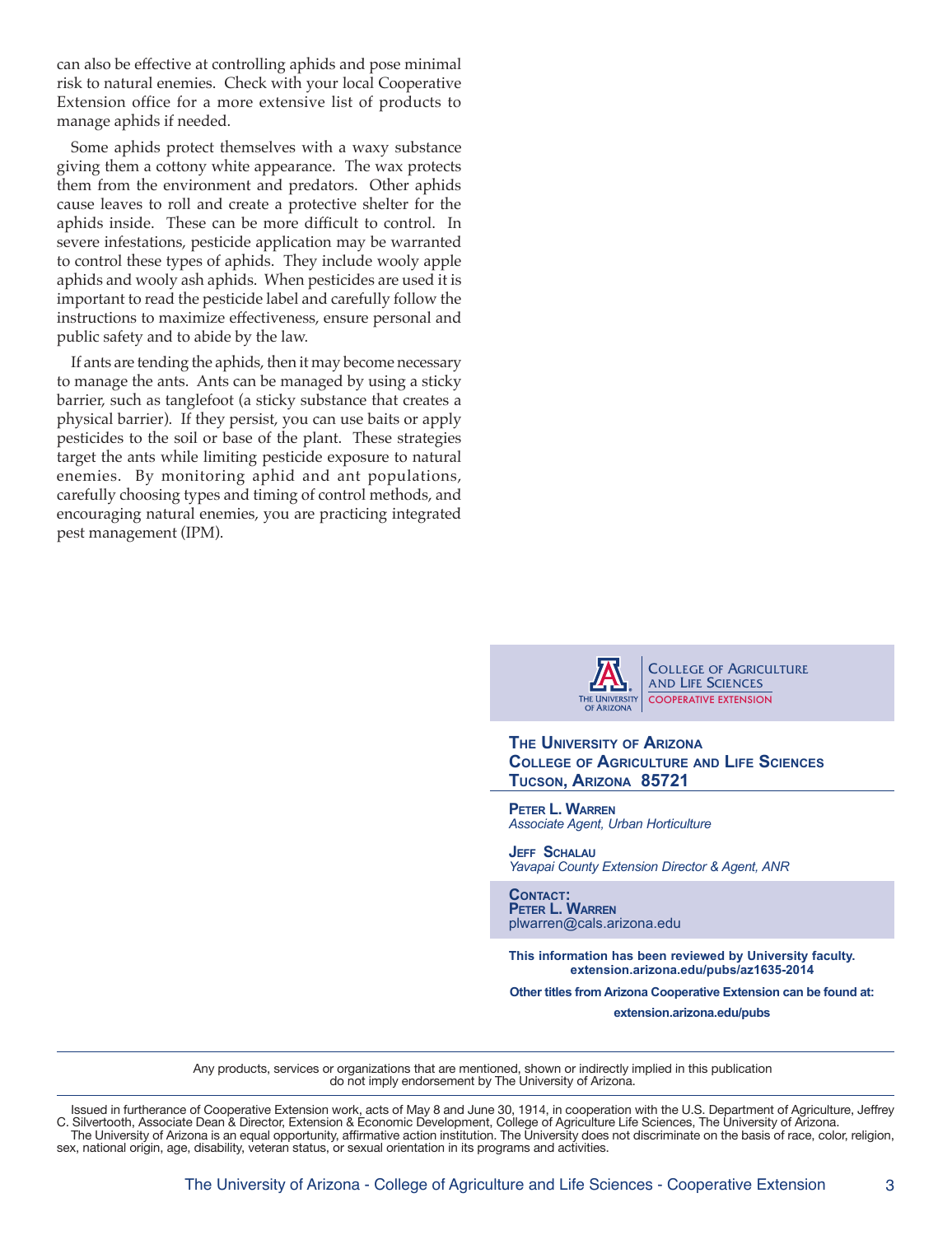can also be effective at controlling aphids and pose minimal risk to natural enemies. Check with your local Cooperative Extension office for a more extensive list of products to manage aphids if needed.

Some aphids protect themselves with a waxy substance giving them a cottony white appearance. The wax protects them from the environment and predators. Other aphids cause leaves to roll and create a protective shelter for the aphids inside. These can be more difficult to control. In severe infestations, pesticide application may be warranted to control these types of aphids. They include wooly apple aphids and wooly ash aphids. When pesticides are used it is important to read the pesticide label and carefully follow the instructions to maximize effectiveness, ensure personal and public safety and to abide by the law.

If ants are tending the aphids, then it may become necessary to manage the ants. Ants can be managed by using a sticky barrier, such as tanglefoot (a sticky substance that creates a physical barrier). If they persist, you can use baits or apply pesticides to the soil or base of the plant. These strategies target the ants while limiting pesticide exposure to natural enemies. By monitoring aphid and ant populations, carefully choosing types and timing of control methods, and encouraging natural enemies, you are practicing integrated pest management (IPM).

The University of Arizona
College of Agriculture and Life Sciences
Cooperative Extension

**The University of Arizona**
**College of Agriculture and Life Sciences**
**Tucson, Arizona 85721**

**Peter L. Warren**
*Associate Agent, Urban Horticulture*

**Jeff Schalau**
*Yavapai County Extension Director & Agent, ANR*

**Contact:**
**Peter L. Warren**
plwarren@cals.arizona.edu

**This information has been reviewed by University faculty.**
**extension.arizona.edu/pubs/az1635-2014**

**Other titles from Arizona Cooperative Extension can be found at:**

**extension.arizona.edu/pubs**

Any products, services or organizations that are mentioned, shown or indirectly implied in this publication do not imply endorsement by The University of Arizona.

Issued in furtherance of Cooperative Extension work, acts of May 8 and June 30, 1914, in cooperation with the U.S. Department of Agriculture, Jeffrey C. Silvertooth, Associate Dean & Director, Extension & Economic Development, College of Agriculture Life Sciences, The University of Arizona.
The University of Arizona is an equal opportunity, affirmative action institution. The University does not discriminate on the basis of race, color, religion, sex, national origin, age, disability, veteran status, or sexual orientation in its programs and activities.